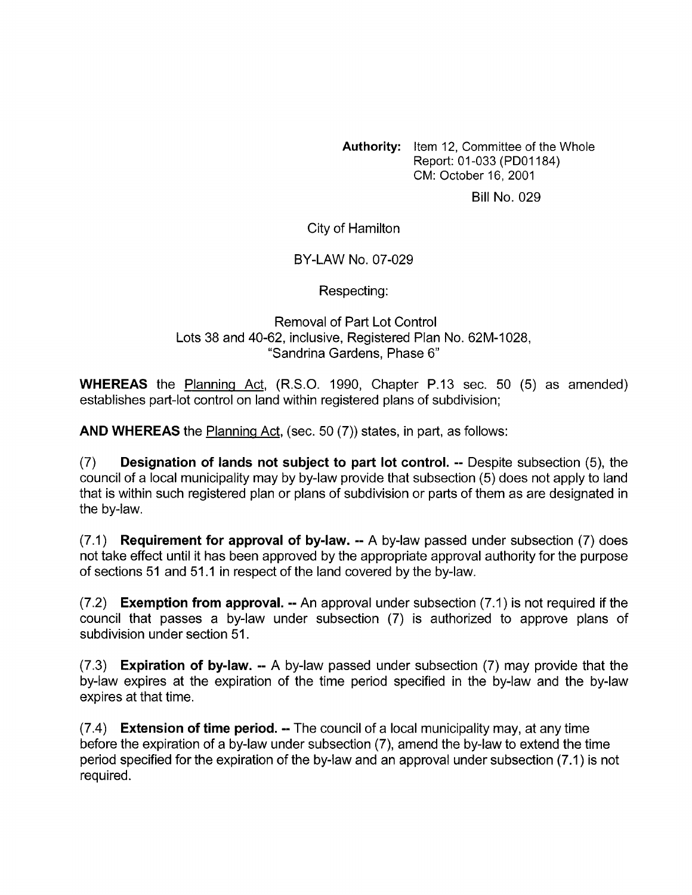**Authority:** Item 12, Committee of the Whole
Report: 01-033 (PD01184)
CM: October 16, 2001

Bill No. 029

City of Hamilton

BY-LAW No. 07-029

Respecting:

Removal of Part Lot Control
Lots 38 and 40-62, inclusive, Registered Plan No. 62M-1028,
"Sandrina Gardens, Phase 6"

**WHEREAS** the Planning Act, (R.S.O. 1990, Chapter P.13 sec. 50 (5) as amended) establishes part-lot control on land within registered plans of subdivision;

**AND WHEREAS** the Planning Act, (sec. 50 (7)) states, in part, as follows:

(7) **Designation of lands not subject to part lot control. --** Despite subsection (5), the council of a local municipality may by by-law provide that subsection (5) does not apply to land that is within such registered plan or plans of subdivision or parts of them as are designated in the by-law.

(7.1) **Requirement for approval of by-law. --** A by-law passed under subsection (7) does not take effect until it has been approved by the appropriate approval authority for the purpose of sections 51 and 51.1 in respect of the land covered by the by-law.

(7.2) **Exemption from approval. --** An approval under subsection (7.1) is not required if the council that passes a by-law under subsection (7) is authorized to approve plans of subdivision under section 51.

(7.3) **Expiration of by-law. --** A by-law passed under subsection (7) may provide that the by-law expires at the expiration of the time period specified in the by-law and the by-law expires at that time.

(7.4) **Extension of time period. --** The council of a local municipality may, at any time before the expiration of a by-law under subsection (7), amend the by-law to extend the time period specified for the expiration of the by-law and an approval under subsection (7.1) is not required.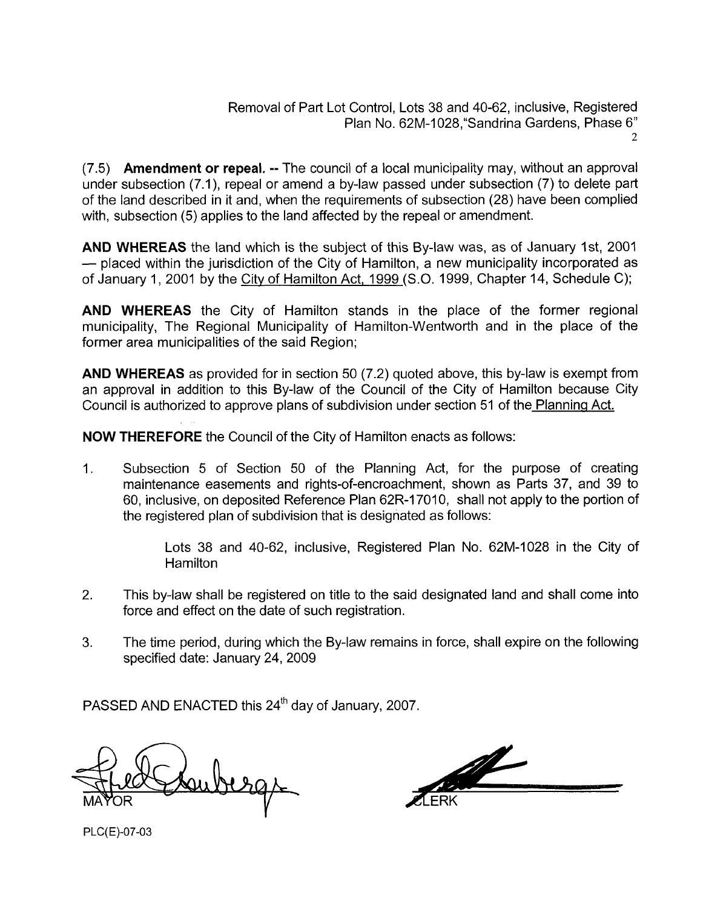(7.5) **Amendment or repeal. --** The council of a local municipality may, without an approval under subsection (7.1), repeal or amend a by-law passed under subsection (7) to delete part of the land described in it and, when the requirements of subsection (28) have been complied with, subsection (5) applies to the land affected by the repeal or amendment.

**AND WHEREAS** the land which is the subject of this By-law was, as of January 1st, 2001 — placed within the jurisdiction of the City of Hamilton, a new municipality incorporated as of January 1, 2001 by the City of Hamilton Act, 1999 (S.O. 1999, Chapter 14, Schedule C);

**AND WHEREAS** the City of Hamilton stands in the place of the former regional municipality, The Regional Municipality of Hamilton-Wentworth and in the place of the former area municipalities of the said Region;

**AND WHEREAS** as provided for in section 50 (7.2) quoted above, this by-law is exempt from an approval in addition to this By-law of the Council of the City of Hamilton because City Council is authorized to approve plans of subdivision under section 51 of the Planning Act.

**NOW THEREFORE** the Council of the City of Hamilton enacts as follows:

1. Subsection 5 of Section 50 of the Planning Act, for the purpose of creating maintenance easements and rights-of-encroachment, shown as Parts 37, and 39 to 60, inclusive, on deposited Reference Plan 62R-17010, shall not apply to the portion of the registered plan of subdivision that is designated as follows:

   Lots 38 and 40-62, inclusive, Registered Plan No. 62M-1028 in the City of Hamilton

2. This by-law shall be registered on title to the said designated land and shall come into force and effect on the date of such registration.

3. The time period, during which the By-law remains in force, shall expire on the following specified date: January 24, 2009

PASSED AND ENACTED this 24th day of January, 2007.

MAYOR

CLERK

PLC(E)-07-03